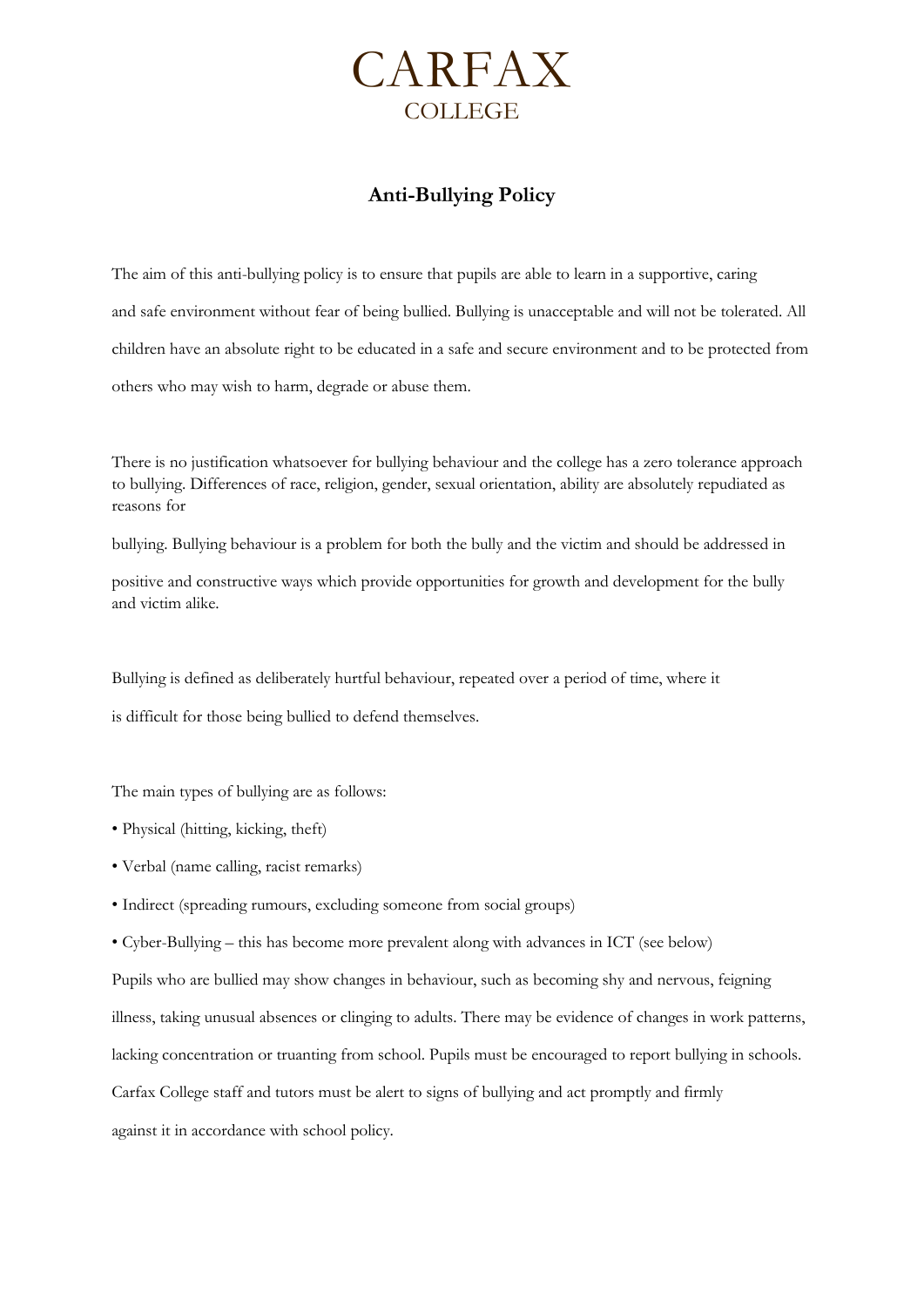# CARFAX
## COLLEGE

## Anti-Bullying Policy

The aim of this anti-bullying policy is to ensure that pupils are able to learn in a supportive, caring and safe environment without fear of being bullied. Bullying is unacceptable and will not be tolerated. All children have an absolute right to be educated in a safe and secure environment and to be protected from others who may wish to harm, degrade or abuse them.

There is no justification whatsoever for bullying behaviour and the college has a zero tolerance approach to bullying. Differences of race, religion, gender, sexual orientation, ability are absolutely repudiated as reasons for

bullying. Bullying behaviour is a problem for both the bully and the victim and should be addressed in positive and constructive ways which provide opportunities for growth and development for the bully and victim alike.

Bullying is defined as deliberately hurtful behaviour, repeated over a period of time, where it is difficult for those being bullied to defend themselves.

The main types of bullying are as follows:

- Physical (hitting, kicking, theft)
- Verbal (name calling, racist remarks)
- Indirect (spreading rumours, excluding someone from social groups)
- Cyber-Bullying – this has become more prevalent along with advances in ICT (see below)

Pupils who are bullied may show changes in behaviour, such as becoming shy and nervous, feigning illness, taking unusual absences or clinging to adults. There may be evidence of changes in work patterns, lacking concentration or truanting from school. Pupils must be encouraged to report bullying in schools. Carfax College staff and tutors must be alert to signs of bullying and act promptly and firmly against it in accordance with school policy.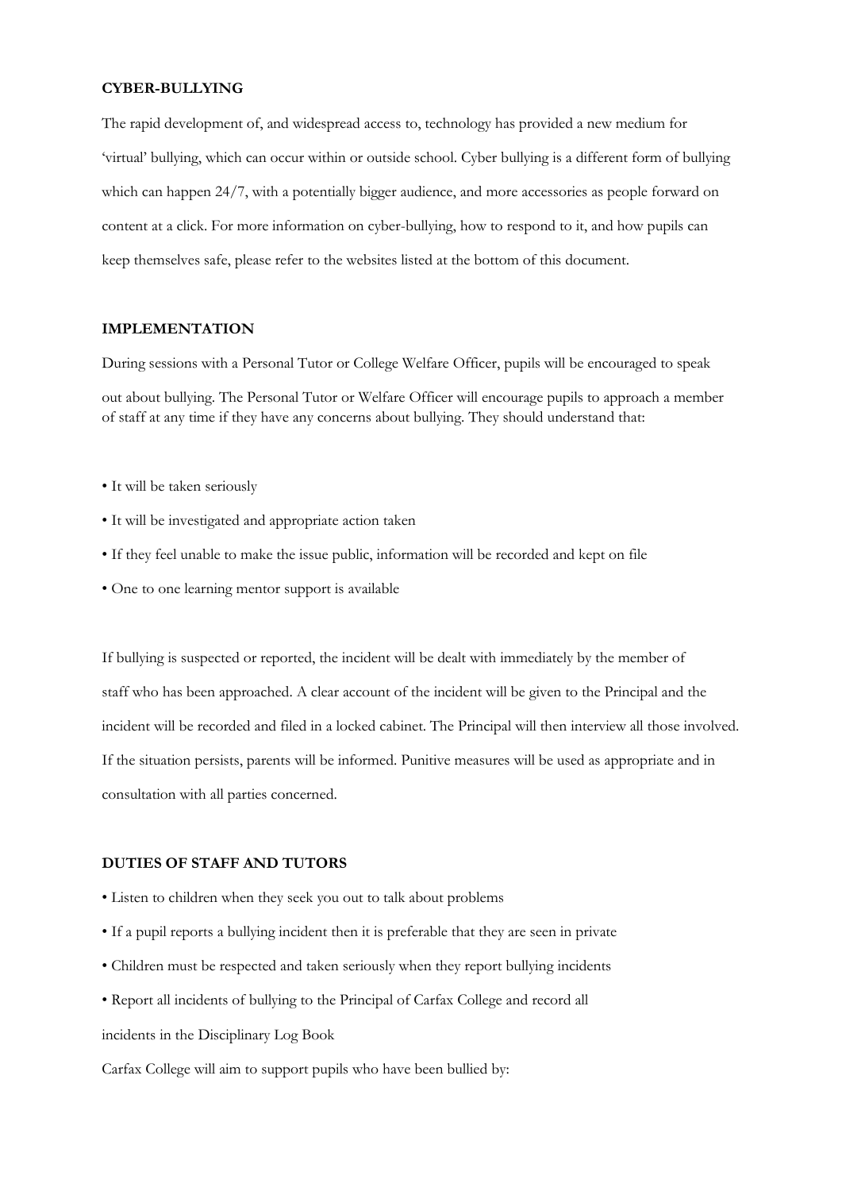## CYBER-BULLYING

The rapid development of, and widespread access to, technology has provided a new medium for 'virtual' bullying, which can occur within or outside school. Cyber bullying is a different form of bullying which can happen 24/7, with a potentially bigger audience, and more accessories as people forward on content at a click. For more information on cyber-bullying, how to respond to it, and how pupils can keep themselves safe, please refer to the websites listed at the bottom of this document.

## IMPLEMENTATION

During sessions with a Personal Tutor or College Welfare Officer, pupils will be encouraged to speak out about bullying. The Personal Tutor or Welfare Officer will encourage pupils to approach a member of staff at any time if they have any concerns about bullying. They should understand that:

- It will be taken seriously
- It will be investigated and appropriate action taken
- If they feel unable to make the issue public, information will be recorded and kept on file
- One to one learning mentor support is available

If bullying is suspected or reported, the incident will be dealt with immediately by the member of staff who has been approached. A clear account of the incident will be given to the Principal and the incident will be recorded and filed in a locked cabinet. The Principal will then interview all those involved. If the situation persists, parents will be informed. Punitive measures will be used as appropriate and in consultation with all parties concerned.

## DUTIES OF STAFF AND TUTORS

- Listen to children when they seek you out to talk about problems
- If a pupil reports a bullying incident then it is preferable that they are seen in private
- Children must be respected and taken seriously when they report bullying incidents
- Report all incidents of bullying to the Principal of Carfax College and record all incidents in the Disciplinary Log Book

Carfax College will aim to support pupils who have been bullied by: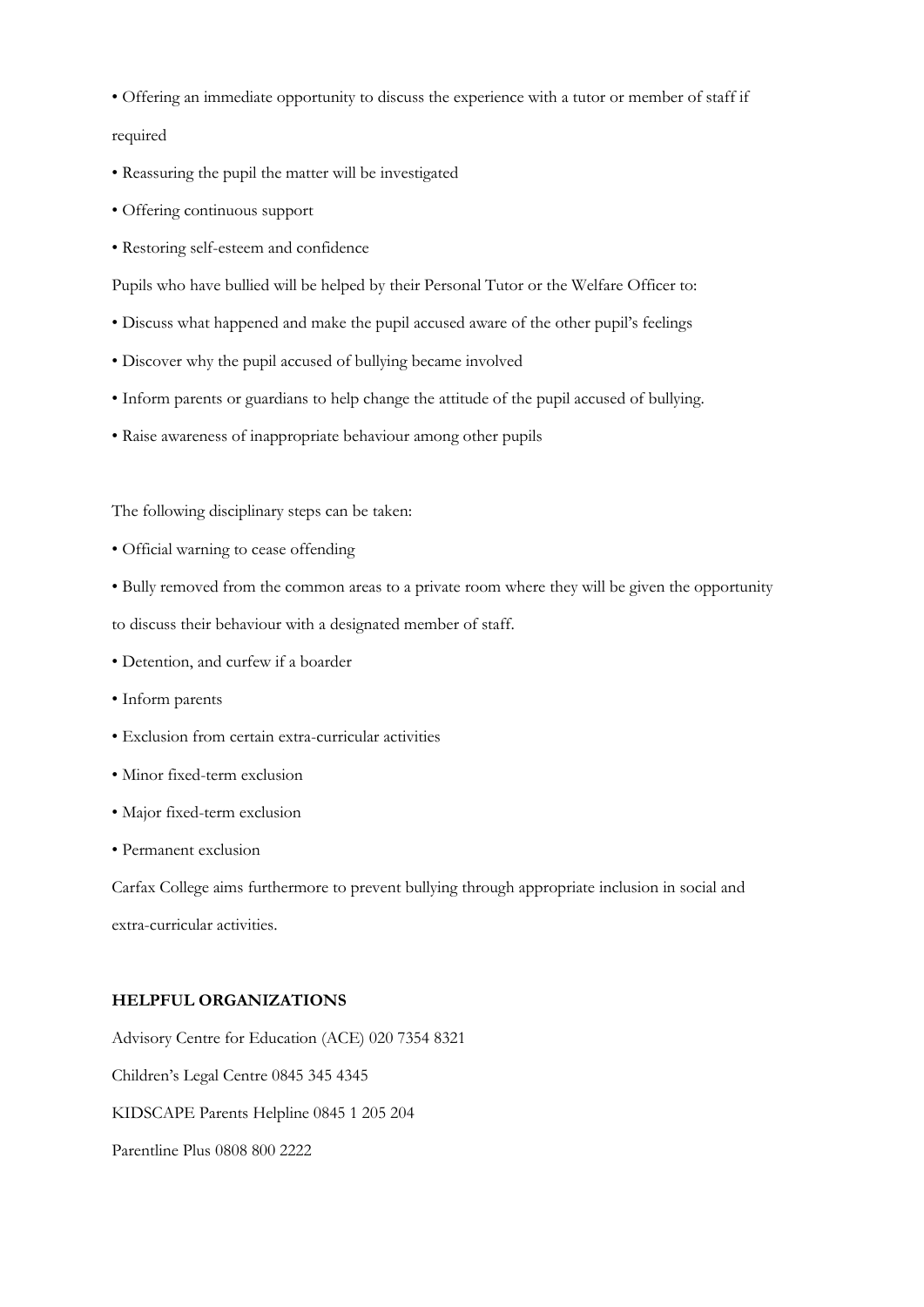- Offering an immediate opportunity to discuss the experience with a tutor or member of staff if required
- Reassuring the pupil the matter will be investigated
- Offering continuous support
- Restoring self-esteem and confidence

Pupils who have bullied will be helped by their Personal Tutor or the Welfare Officer to:

- Discuss what happened and make the pupil accused aware of the other pupil's feelings
- Discover why the pupil accused of bullying became involved
- Inform parents or guardians to help change the attitude of the pupil accused of bullying.
- Raise awareness of inappropriate behaviour among other pupils

The following disciplinary steps can be taken:

- Official warning to cease offending
- Bully removed from the common areas to a private room where they will be given the opportunity to discuss their behaviour with a designated member of staff.
- Detention, and curfew if a boarder
- Inform parents
- Exclusion from certain extra-curricular activities
- Minor fixed-term exclusion
- Major fixed-term exclusion
- Permanent exclusion

Carfax College aims furthermore to prevent bullying through appropriate inclusion in social and extra-curricular activities.

**HELPFUL ORGANIZATIONS**

Advisory Centre for Education (ACE) 020 7354 8321

Children's Legal Centre 0845 345 4345

KIDSCAPE Parents Helpline 0845 1 205 204

Parentline Plus 0808 800 2222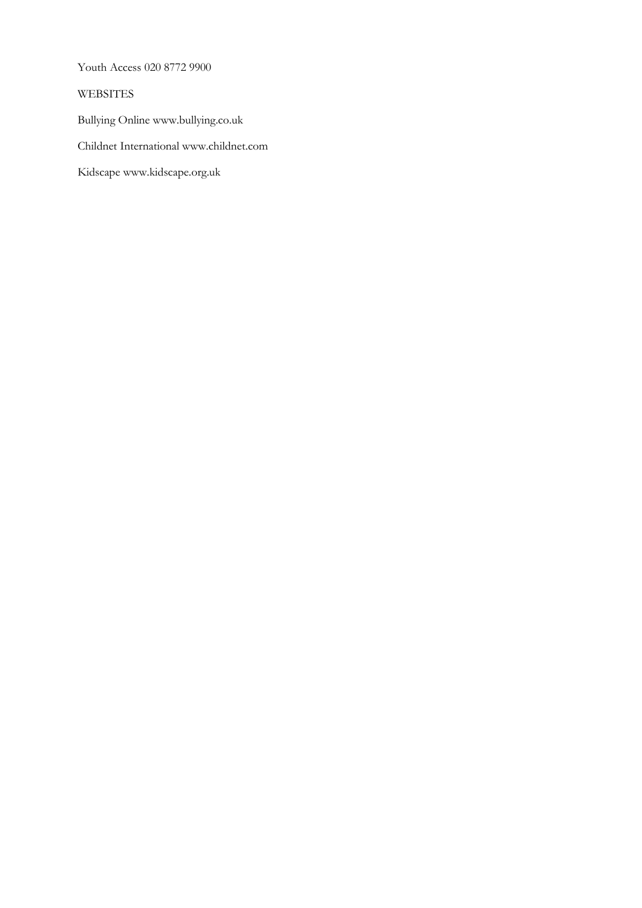Youth Access 020 8772 9900

WEBSITES

Bullying Online www.bullying.co.uk

Childnet International www.childnet.com

Kidscape www.kidscape.org.uk